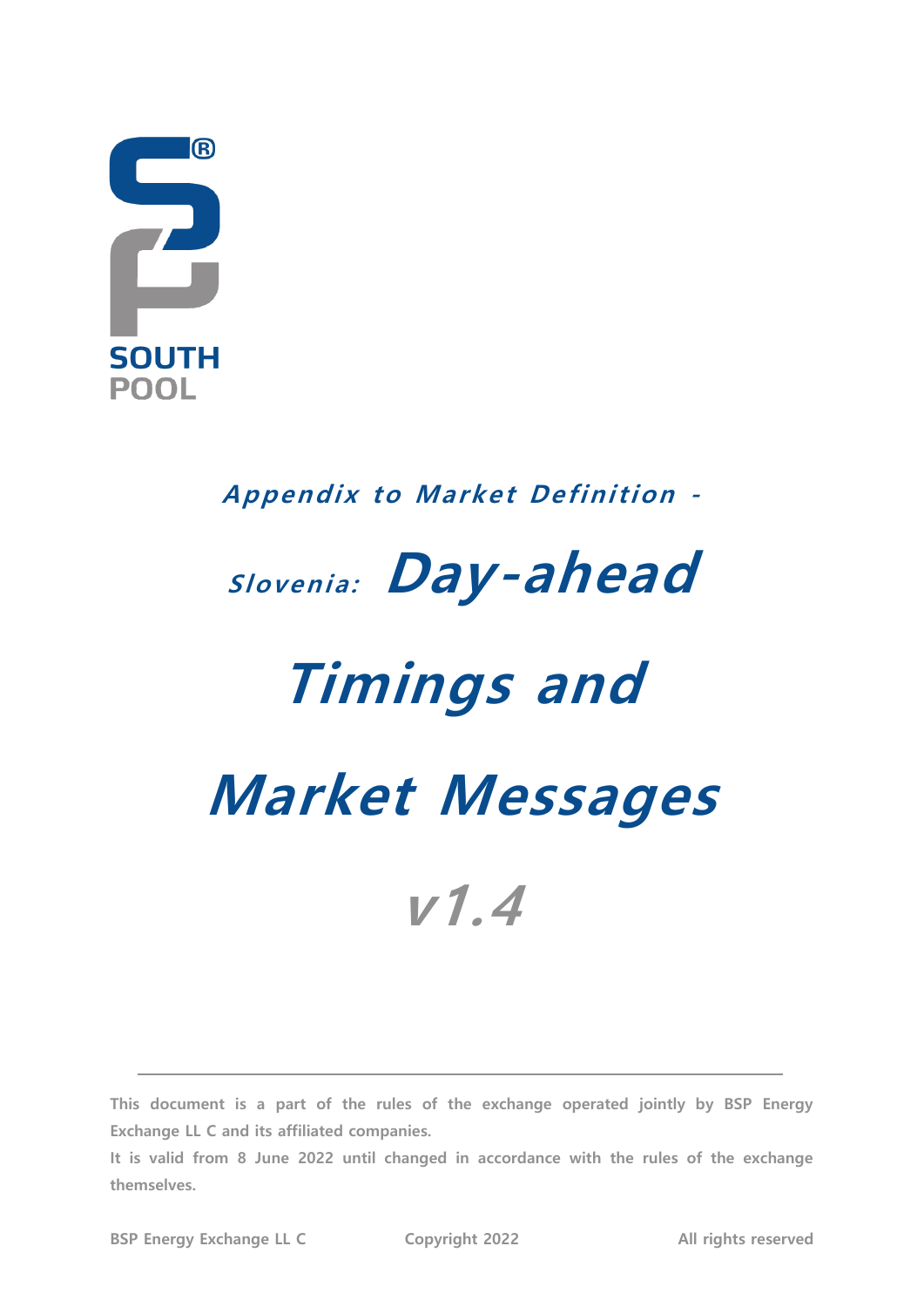SOUTH
POOL

## *Appendix to Market Definition -*

# *Slovenia: Day-ahead Timings and Market Messages*

# *v1.4*

**This document is a part of the rules of the exchange operated jointly by BSP Energy Exchange LL C and its affiliated companies.**

**It is valid from 8 June 2022 until changed in accordance with the rules of the exchange themselves.**

**BSP Energy Exchange LL C** **Copyright 2022** **All rights reserved**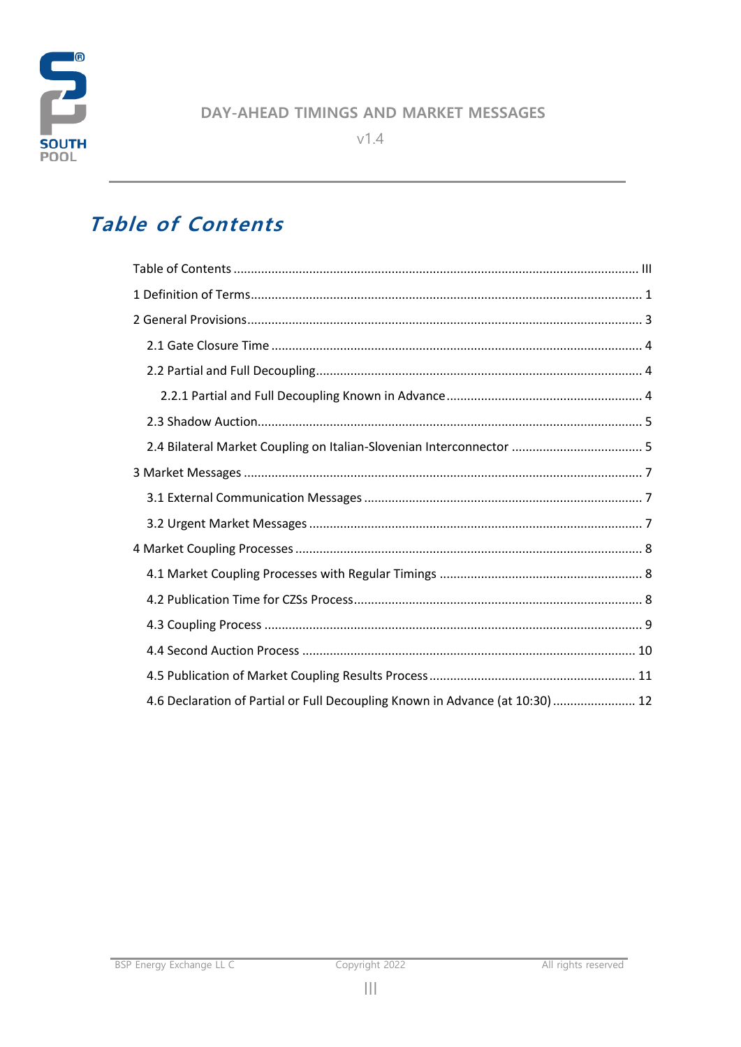# Table of Contents

Table of Contents ..................................................................................................................... III

1 Definition of Terms ..................................................................................................................... 1

2 General Provisions ..................................................................................................................... 3

- 2.1 Gate Closure Time ..................................................................................................................... 4
- 2.2 Partial and Full Decoupling ..................................................................................................................... 4
  - 2.2.1 Partial and Full Decoupling Known in Advance ..................................................................................................................... 4
- 2.3 Shadow Auction ..................................................................................................................... 5
- 2.4 Bilateral Market Coupling on Italian-Slovenian Interconnector ..................................................................................................................... 5

3 Market Messages ..................................................................................................................... 7

- 3.1 External Communication Messages ..................................................................................................................... 7
- 3.2 Urgent Market Messages ..................................................................................................................... 7

4 Market Coupling Processes ..................................................................................................................... 8

- 4.1 Market Coupling Processes with Regular Timings ..................................................................................................................... 8
- 4.2 Publication Time for CZSs Process ..................................................................................................................... 8
- 4.3 Coupling Process ..................................................................................................................... 9
- 4.4 Second Auction Process ..................................................................................................................... 10
- 4.5 Publication of Market Coupling Results Process ..................................................................................................................... 11
- 4.6 Declaration of Partial or Full Decoupling Known in Advance (at 10:30) ..................................................................................................................... 12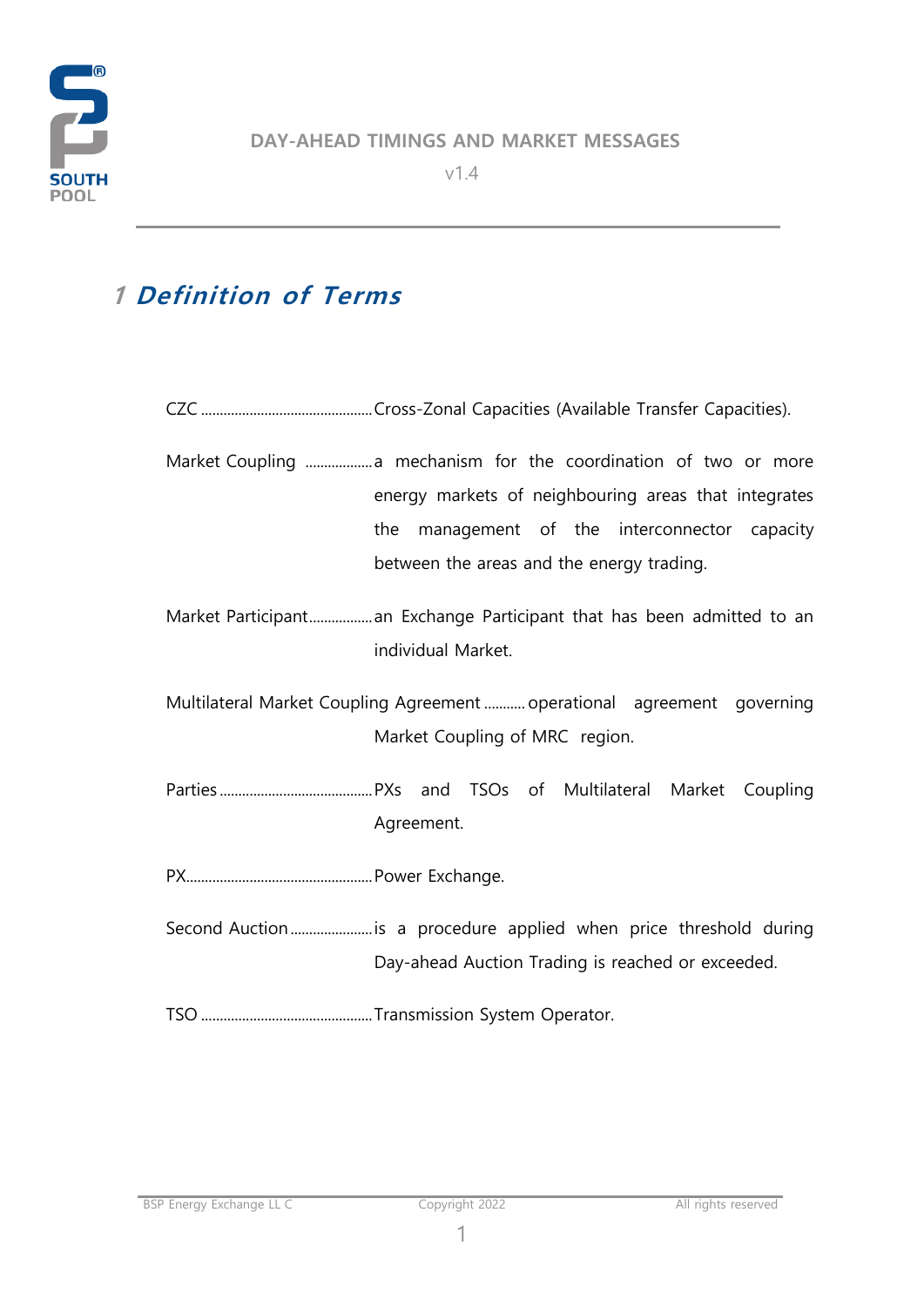# 1 Definition of Terms

CZC ............................................. Cross-Zonal Capacities (Available Transfer Capacities).

Market Coupling .................. a mechanism for the coordination of two or more energy markets of neighbouring areas that integrates the management of the interconnector capacity between the areas and the energy trading.

Market Participant................. an Exchange Participant that has been admitted to an individual Market.

Multilateral Market Coupling Agreement ........... operational agreement governing Market Coupling of MRC region.

Parties ......................................... PXs and TSOs of Multilateral Market Coupling Agreement.

PX................................................. Power Exchange.

Second Auction ...................... is a procedure applied when price threshold during Day-ahead Auction Trading is reached or exceeded.

TSO ............................................. Transmission System Operator.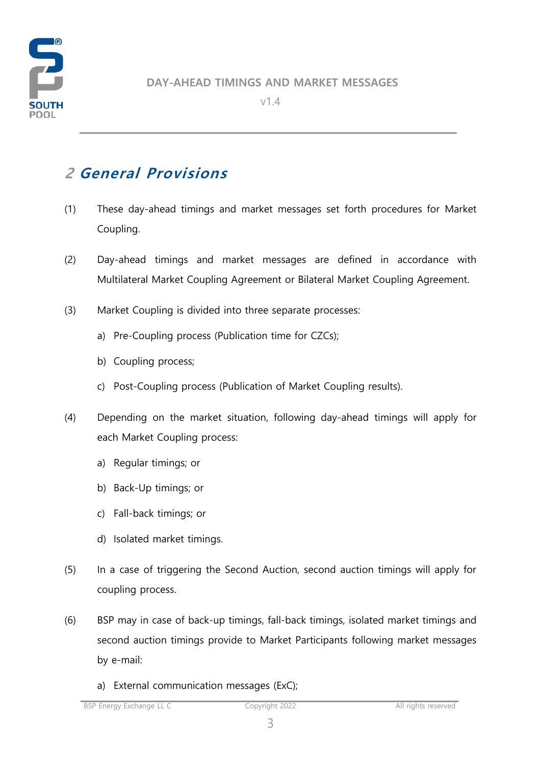# 2 General Provisions

(1) These day-ahead timings and market messages set forth procedures for Market Coupling.

(2) Day-ahead timings and market messages are defined in accordance with Multilateral Market Coupling Agreement or Bilateral Market Coupling Agreement.

(3) Market Coupling is divided into three separate processes:

a) Pre-Coupling process (Publication time for CZCs);

b) Coupling process;

c) Post-Coupling process (Publication of Market Coupling results).

(4) Depending on the market situation, following day-ahead timings will apply for each Market Coupling process:

a) Regular timings; or

b) Back-Up timings; or

c) Fall-back timings; or

d) Isolated market timings.

(5) In a case of triggering the Second Auction, second auction timings will apply for coupling process.

(6) BSP may in case of back-up timings, fall-back timings, isolated market timings and second auction timings provide to Market Participants following market messages by e-mail:

a) External communication messages (ExC);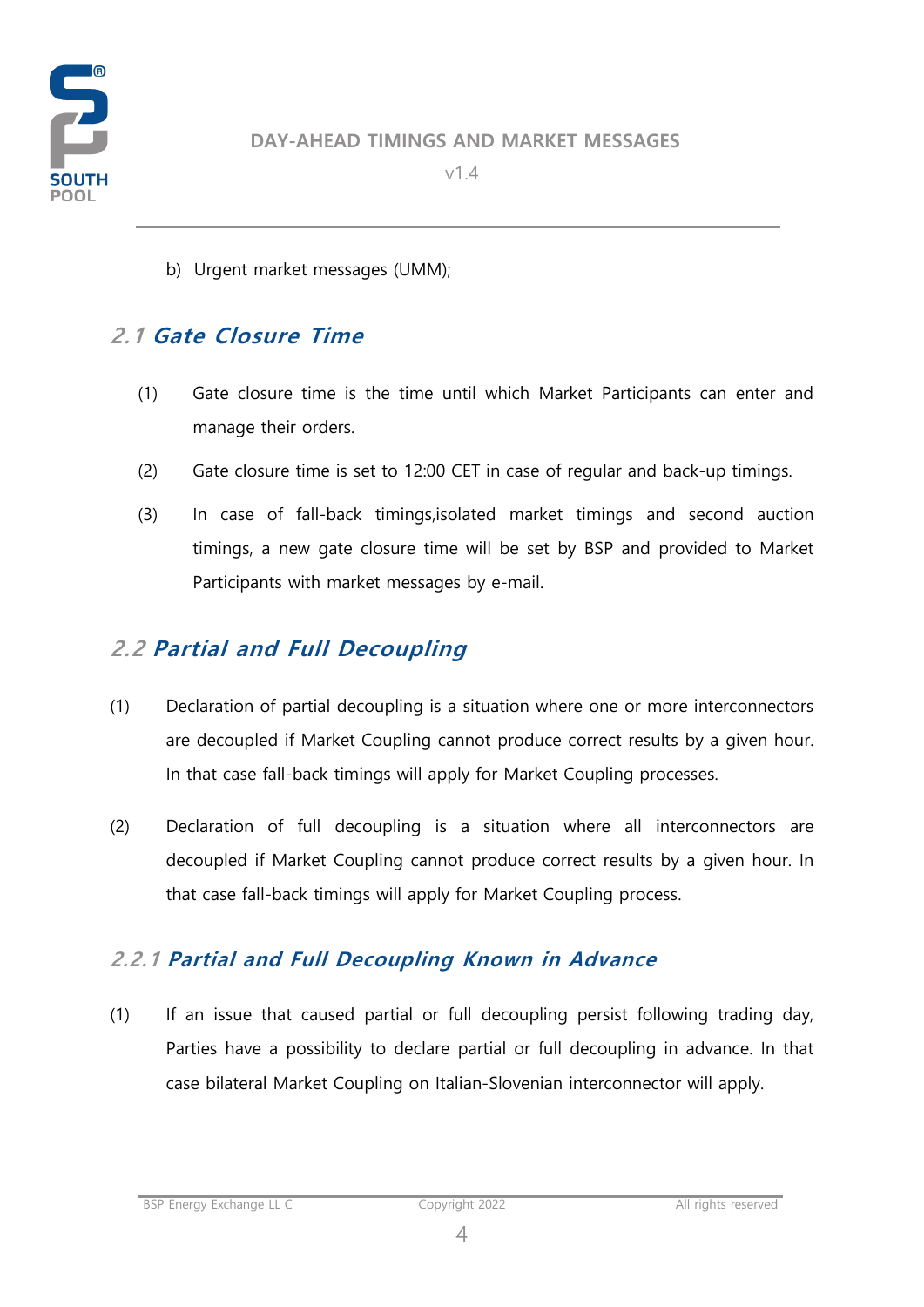b) Urgent market messages (UMM);

## 2.1 Gate Closure Time

(1) Gate closure time is the time until which Market Participants can enter and manage their orders.

(2) Gate closure time is set to 12:00 CET in case of regular and back-up timings.

(3) In case of fall-back timings,isolated market timings and second auction timings, a new gate closure time will be set by BSP and provided to Market Participants with market messages by e-mail.

## 2.2 Partial and Full Decoupling

(1) Declaration of partial decoupling is a situation where one or more interconnectors are decoupled if Market Coupling cannot produce correct results by a given hour. In that case fall-back timings will apply for Market Coupling processes.

(2) Declaration of full decoupling is a situation where all interconnectors are decoupled if Market Coupling cannot produce correct results by a given hour. In that case fall-back timings will apply for Market Coupling process.

### 2.2.1 Partial and Full Decoupling Known in Advance

(1) If an issue that caused partial or full decoupling persist following trading day, Parties have a possibility to declare partial or full decoupling in advance. In that case bilateral Market Coupling on Italian-Slovenian interconnector will apply.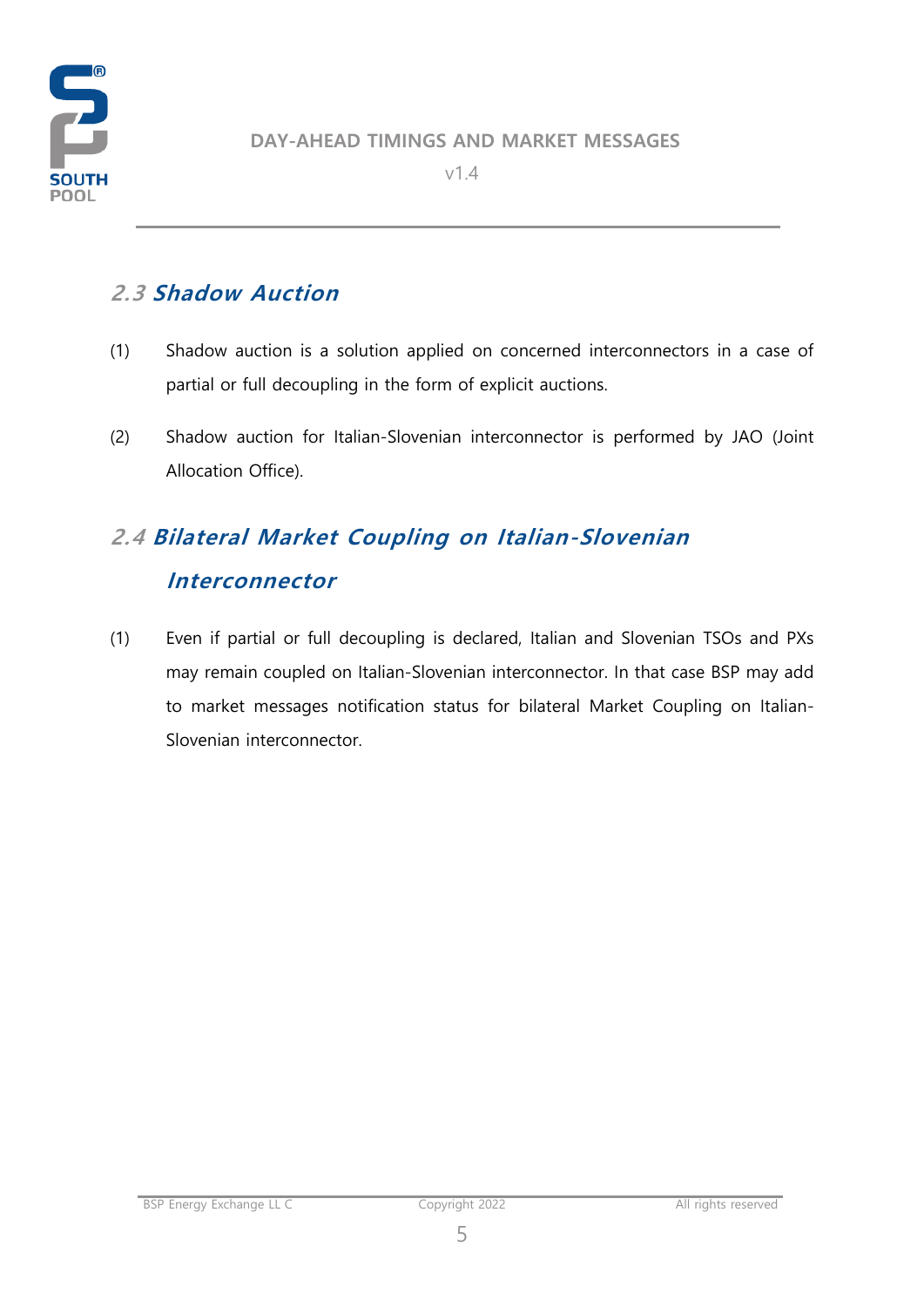## 2.3 *Shadow Auction*

(1) Shadow auction is a solution applied on concerned interconnectors in a case of partial or full decoupling in the form of explicit auctions.

(2) Shadow auction for Italian-Slovenian interconnector is performed by JAO (Joint Allocation Office).

## 2.4 *Bilateral Market Coupling on Italian-Slovenian Interconnector*

(1) Even if partial or full decoupling is declared, Italian and Slovenian TSOs and PXs may remain coupled on Italian-Slovenian interconnector. In that case BSP may add to market messages notification status for bilateral Market Coupling on Italian-Slovenian interconnector.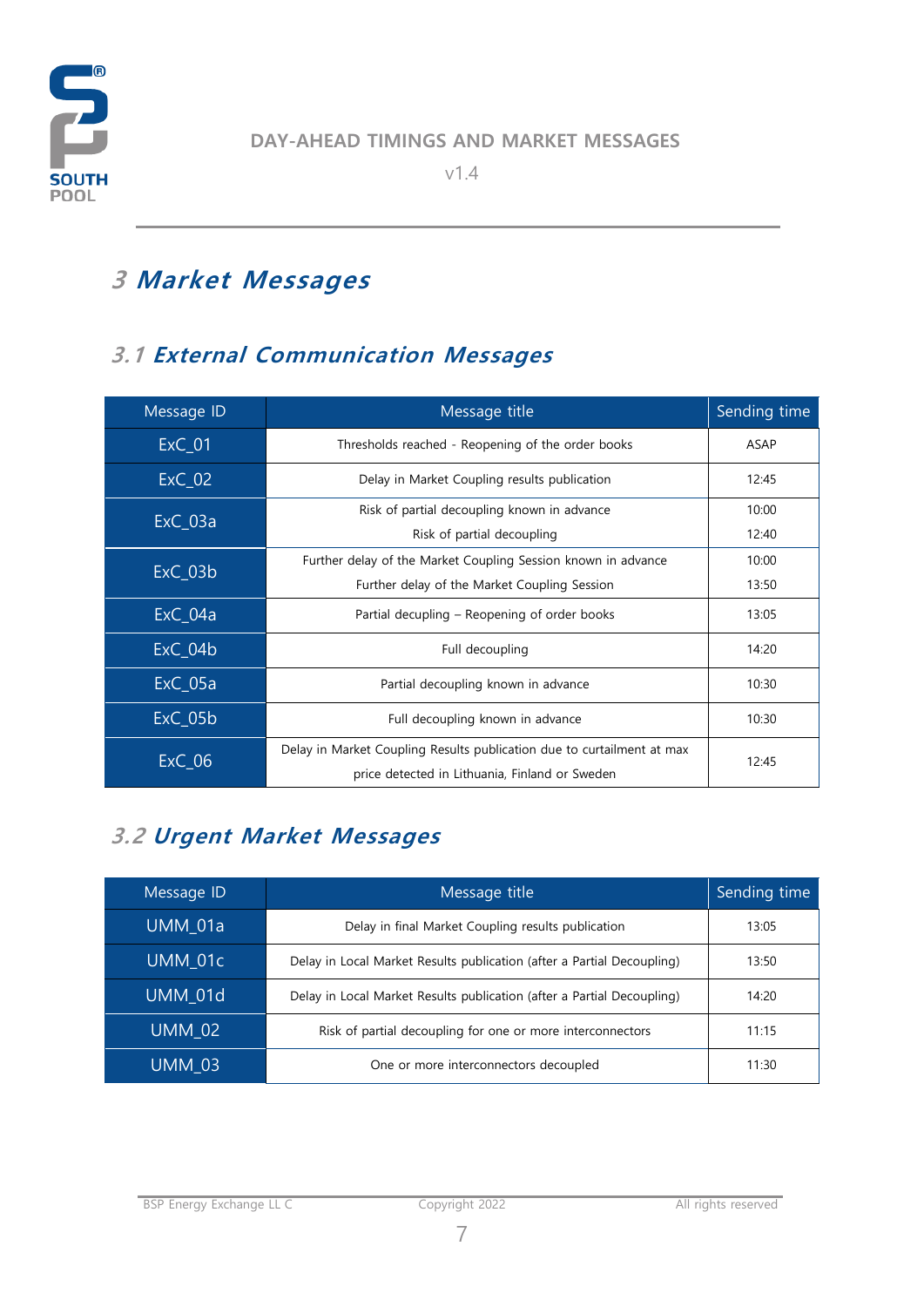# 3 Market Messages

## 3.1 External Communication Messages

| Message ID | Message title | Sending time |
|---|---|---|
| ExC_01 | Thresholds reached - Reopening of the order books | ASAP |
| ExC_02 | Delay in Market Coupling results publication | 12:45 |
| ExC_03a | Risk of partial decoupling known in advance<br>Risk of partial decoupling | 10:00<br>12:40 |
| ExC_03b | Further delay of the Market Coupling Session known in advance<br>Further delay of the Market Coupling Session | 10:00<br>13:50 |
| ExC_04a | Partial decupling – Reopening of order books | 13:05 |
| ExC_04b | Full decoupling | 14:20 |
| ExC_05a | Partial decoupling known in advance | 10:30 |
| ExC_05b | Full decoupling known in advance | 10:30 |
| ExC_06 | Delay in Market Coupling Results publication due to curtailment at max price detected in Lithuania, Finland or Sweden | 12:45 |

## 3.2 Urgent Market Messages

| Message ID | Message title | Sending time |
|---|---|---|
| UMM_01a | Delay in final Market Coupling results publication | 13:05 |
| UMM_01c | Delay in Local Market Results publication (after a Partial Decoupling) | 13:50 |
| UMM_01d | Delay in Local Market Results publication (after a Partial Decoupling) | 14:20 |
| UMM_02 | Risk of partial decoupling for one or more interconnectors | 11:15 |
| UMM_03 | One or more interconnectors decoupled | 11:30 |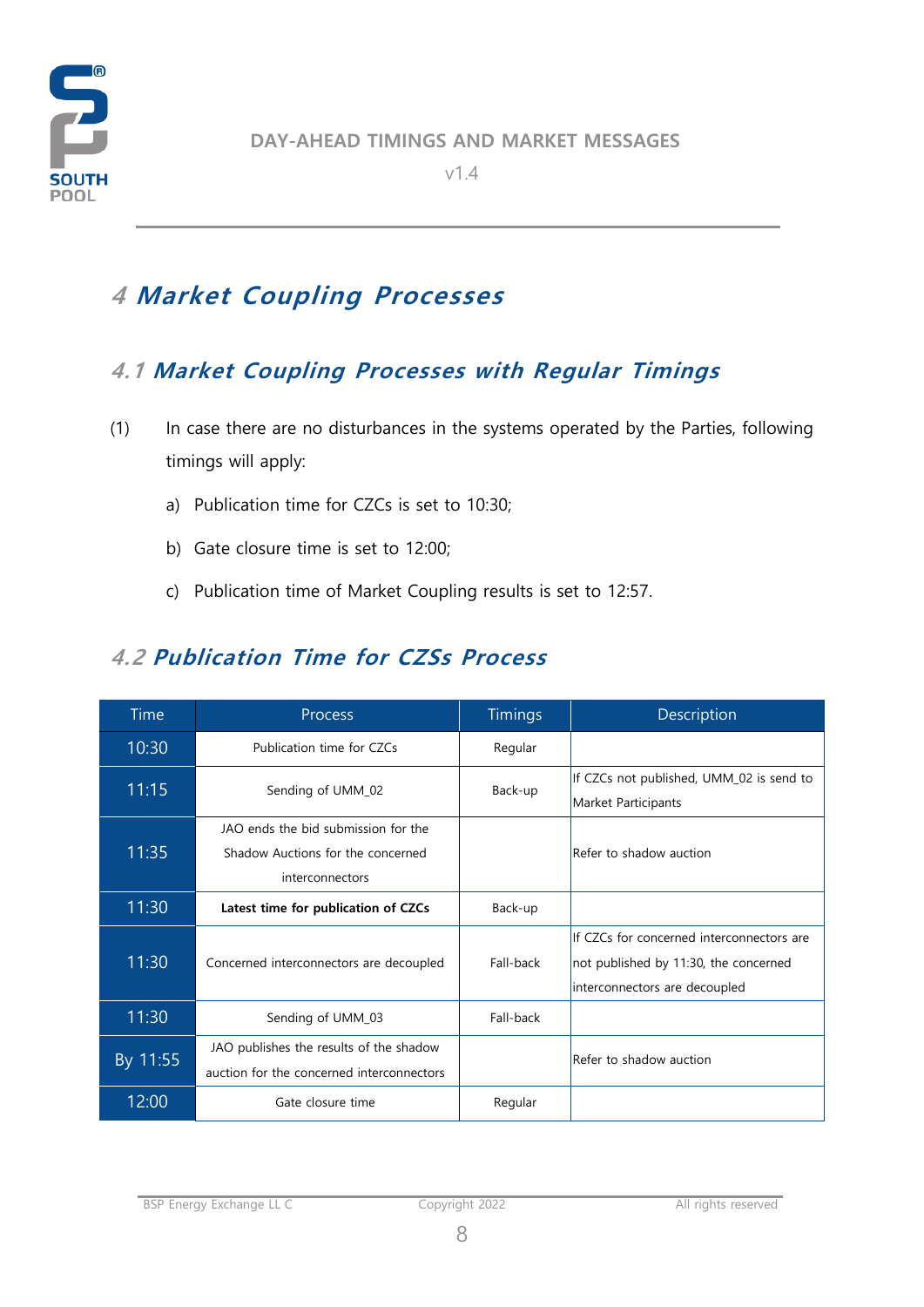# 4 Market Coupling Processes

## 4.1 Market Coupling Processes with Regular Timings

(1) In case there are no disturbances in the systems operated by the Parties, following timings will apply:

a) Publication time for CZCs is set to 10:30;

b) Gate closure time is set to 12:00;

c) Publication time of Market Coupling results is set to 12:57.

## 4.2 Publication Time for CZSs Process

| Time | Process | Timings | Description |
|---|---|---|---|
| 10:30 | Publication time for CZCs | Regular | |
| 11:15 | Sending of UMM_02 | Back-up | If CZCs not published, UMM_02 is send to Market Participants |
| 11:35 | JAO ends the bid submission for the Shadow Auctions for the concerned interconnectors | | Refer to shadow auction |
| 11:30 | **Latest time for publication of CZCs** | Back-up | |
| 11:30 | Concerned interconnectors are decoupled | Fall-back | If CZCs for concerned interconnectors are not published by 11:30, the concerned interconnectors are decoupled |
| 11:30 | Sending of UMM_03 | Fall-back | |
| By 11:55 | JAO publishes the results of the shadow auction for the concerned interconnectors | | Refer to shadow auction |
| 12:00 | Gate closure time | Regular | |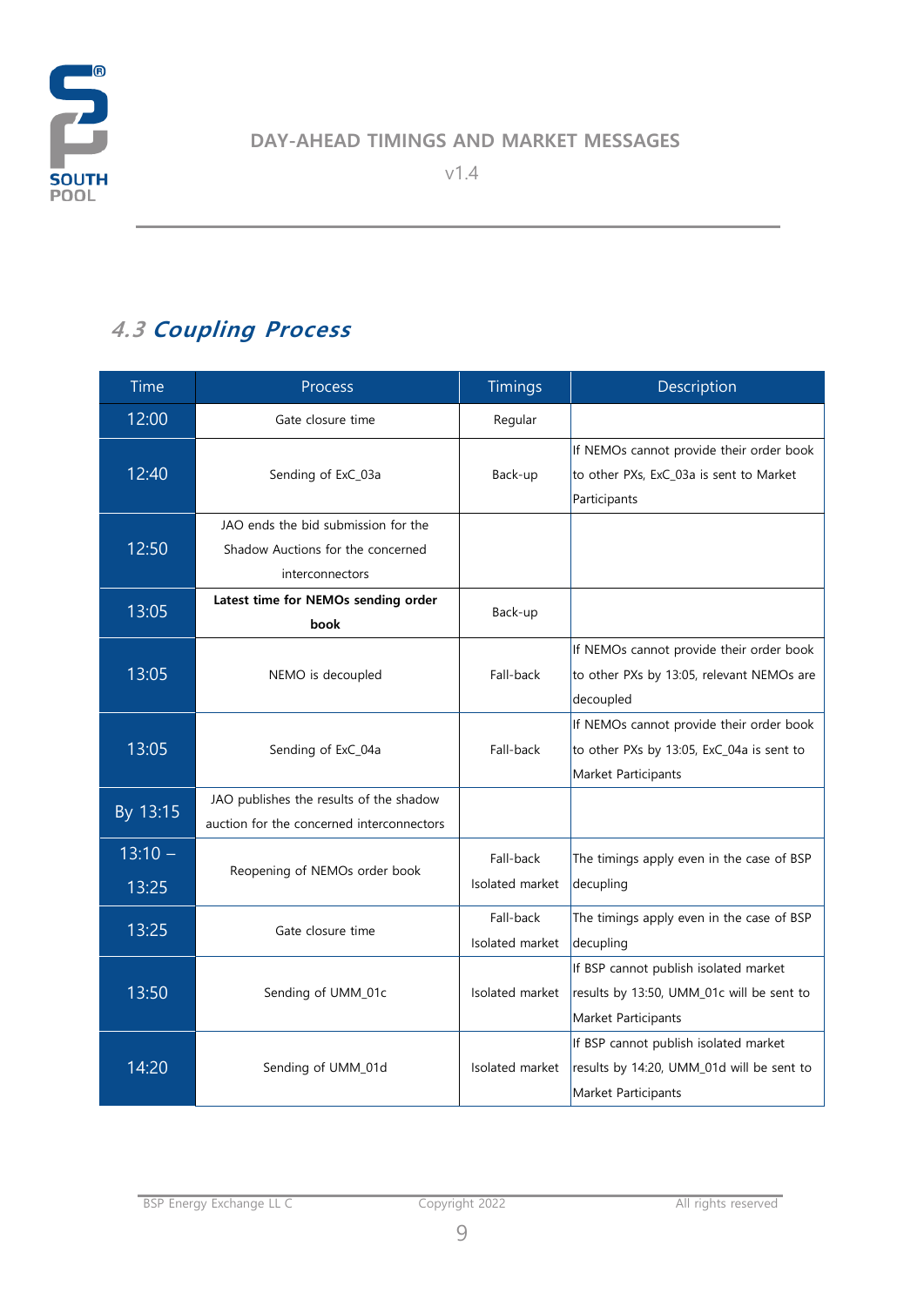## 4.3 Coupling Process

| Time | Process | Timings | Description |
| --- | --- | --- | --- |
| 12:00 | Gate closure time | Regular | |
| 12:40 | Sending of ExC_03a | Back-up | If NEMOs cannot provide their order book to other PXs, ExC_03a is sent to Market Participants |
| 12:50 | JAO ends the bid submission for the Shadow Auctions for the concerned interconnectors | | |
| 13:05 | **Latest time for NEMOs sending order book** | Back-up | |
| 13:05 | NEMO is decoupled | Fall-back | If NEMOs cannot provide their order book to other PXs by 13:05, relevant NEMOs are decoupled |
| 13:05 | Sending of ExC_04a | Fall-back | If NEMOs cannot provide their order book to other PXs by 13:05, ExC_04a is sent to Market Participants |
| By 13:15 | JAO publishes the results of the shadow auction for the concerned interconnectors | | |
| 13:10 – 13:25 | Reopening of NEMOs order book | Fall-back Isolated market | The timings apply even in the case of BSP decupling |
| 13:25 | Gate closure time | Fall-back Isolated market | The timings apply even in the case of BSP decupling |
| 13:50 | Sending of UMM_01c | Isolated market | If BSP cannot publish isolated market results by 13:50, UMM_01c will be sent to Market Participants |
| 14:20 | Sending of UMM_01d | Isolated market | If BSP cannot publish isolated market results by 14:20, UMM_01d will be sent to Market Participants |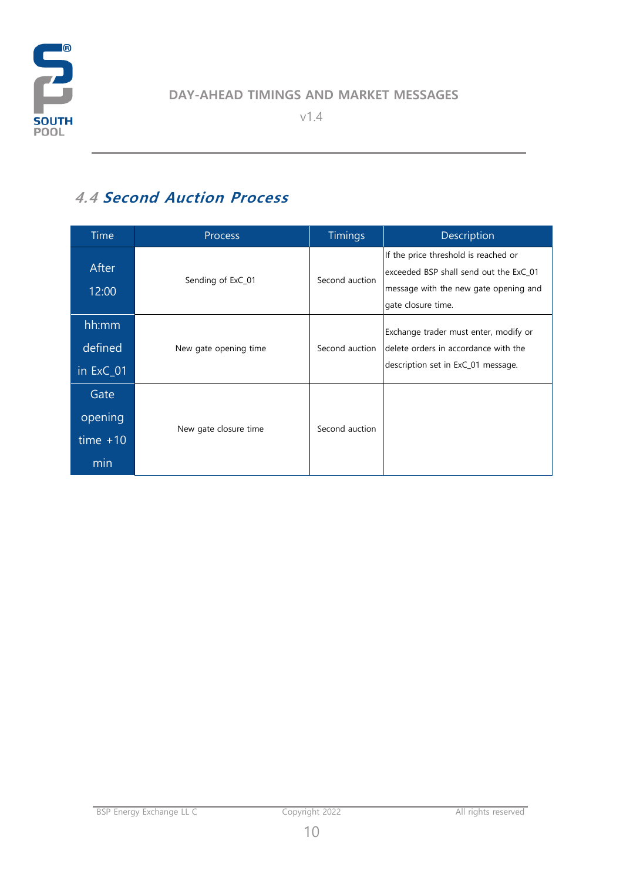## 4.4 Second Auction Process

| Time | Process | Timings | Description |
|---|---|---|---|
| After 12:00 | Sending of ExC_01 | Second auction | If the price threshold is reached or exceeded BSP shall send out the ExC_01 message with the new gate opening and gate closure time. |
| hh:mm defined in ExC_01 | New gate opening time | Second auction | Exchange trader must enter, modify or delete orders in accordance with the description set in ExC_01 message. |
| Gate opening time +10 min | New gate closure time | Second auction | |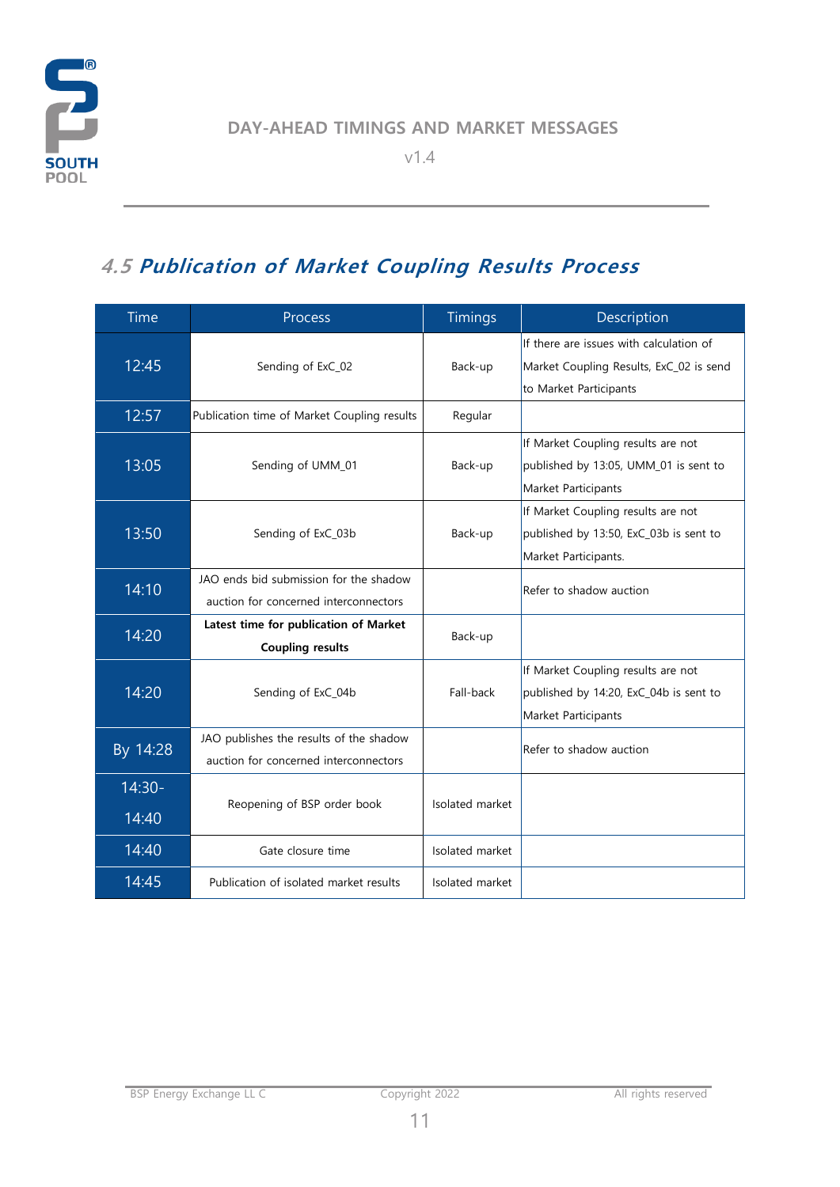## 4.5 ***Publication of Market Coupling Results Process***

| Time | Process | Timings | Description |
| --- | --- | --- | --- |
| 12:45 | Sending of ExC_02 | Back-up | If there are issues with calculation of Market Coupling Results, ExC_02 is send to Market Participants |
| 12:57 | Publication time of Market Coupling results | Regular | |
| 13:05 | Sending of UMM_01 | Back-up | If Market Coupling results are not published by 13:05, UMM_01 is sent to Market Participants |
| 13:50 | Sending of ExC_03b | Back-up | If Market Coupling results are not published by 13:50, ExC_03b is sent to Market Participants. |
| 14:10 | JAO ends bid submission for the shadow auction for concerned interconnectors | | Refer to shadow auction |
| 14:20 | **Latest time for publication of Market Coupling results** | Back-up | |
| 14:20 | Sending of ExC_04b | Fall-back | If Market Coupling results are not published by 14:20, ExC_04b is sent to Market Participants |
| By 14:28 | JAO publishes the results of the shadow auction for concerned interconnectors | | Refer to shadow auction |
| 14:30-14:40 | Reopening of BSP order book | Isolated market | |
| 14:40 | Gate closure time | Isolated market | |
| 14:45 | Publication of isolated market results | Isolated market | |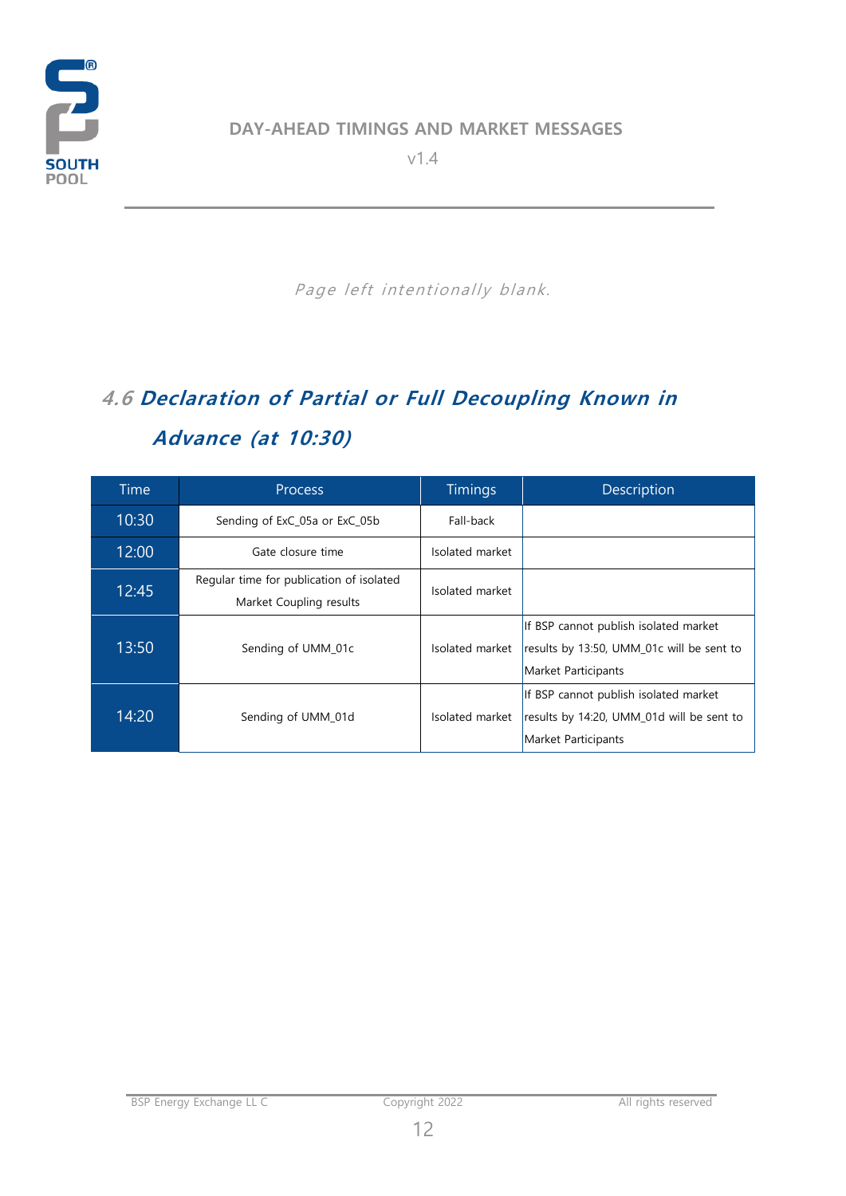*Page left intentionally blank.*

## 4.6 Declaration of Partial or Full Decoupling Known in Advance (at 10:30)

| Time | Process | Timings | Description |
|---|---|---|---|
| 10:30 | Sending of ExC_05a or ExC_05b | Fall-back | |
| 12:00 | Gate closure time | Isolated market | |
| 12:45 | Regular time for publication of isolated Market Coupling results | Isolated market | |
| 13:50 | Sending of UMM_01c | Isolated market | If BSP cannot publish isolated market results by 13:50, UMM_01c will be sent to Market Participants |
| 14:20 | Sending of UMM_01d | Isolated market | If BSP cannot publish isolated market results by 14:20, UMM_01d will be sent to Market Participants |